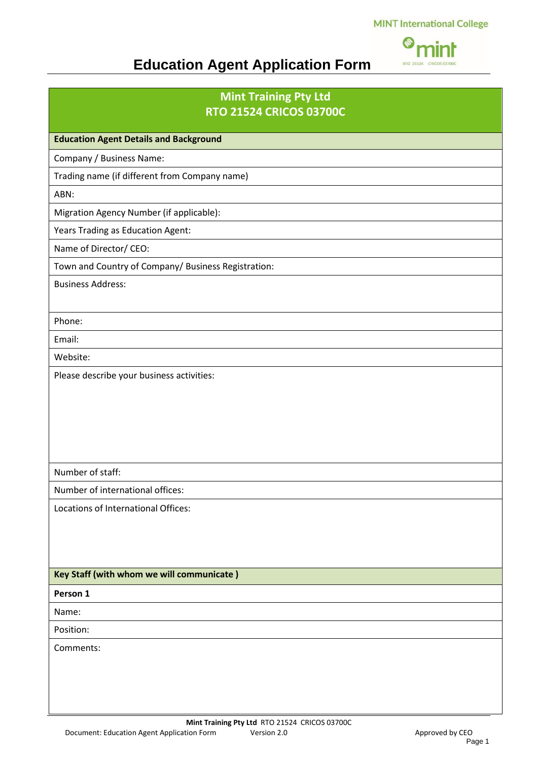# Education Agent Application Form

## Mint Training Pty Ltd
## RTO 21524 CRICOS 03700C

| **Education Agent Details and Background** |
|---|
| Company / Business Name: |
| Trading name (if different from Company name) |
| ABN: |
| Migration Agency Number (if applicable): |
| Years Trading as Education Agent: |
| Name of Director/ CEO: |
| Town and Country of Company/ Business Registration: |
| Business Address: |
| Phone: |
| Email: |
| Website: |
| Please describe your business activities: |
| Number of staff: |
| Number of international offices: |
| Locations of International Offices: |

| **Key Staff (with whom we will communicate )** |
|---|
| **Person 1** |
| Name: |
| Position: |
| Comments: |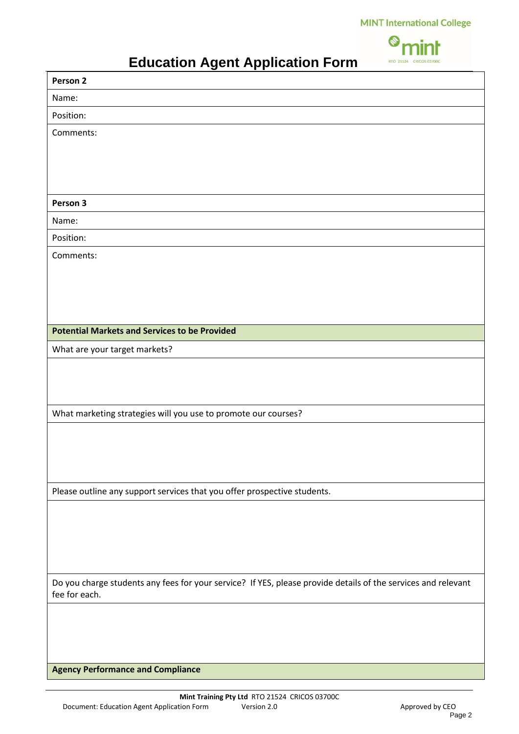# Education Agent Application Form

| **Person 2** |
|---|
| Name: |
| Position: |
| Comments: |
| **Person 3** |
| Name: |
| Position: |
| Comments: |
| **Potential Markets and Services to be Provided** |
| What are your target markets? |
| |
| What marketing strategies will you use to promote our courses? |
| |
| Please outline any support services that you offer prospective students. |
| |
| Do you charge students any fees for your service? If YES, please provide details of the services and relevant fee for each. |
| |
| **Agency Performance and Compliance** |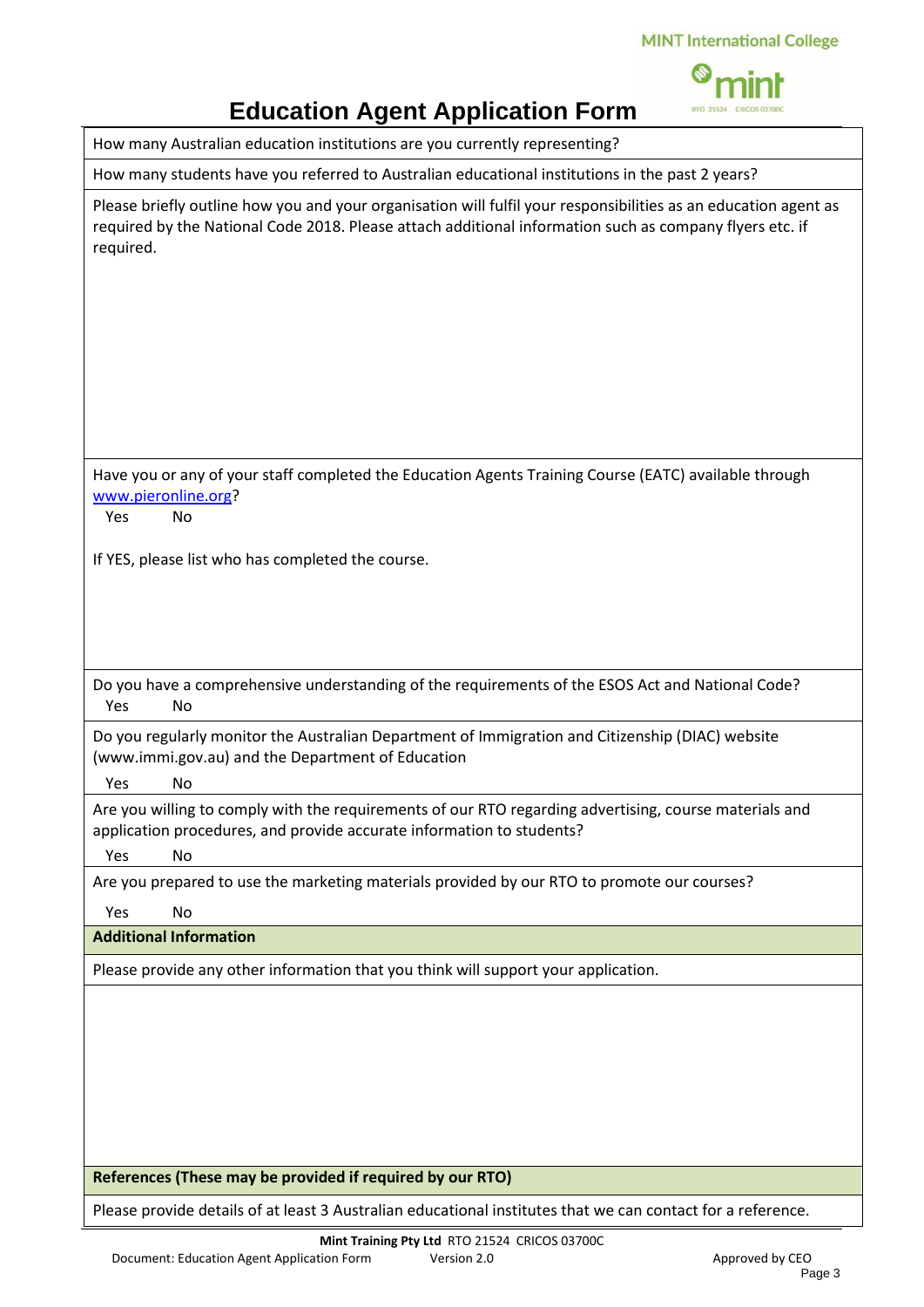# Education Agent Application Form

How many Australian education institutions are you currently representing?

How many students have you referred to Australian educational institutions in the past 2 years?

Please briefly outline how you and your organisation will fulfil your responsibilities as an education agent as required by the National Code 2018. Please attach additional information such as company flyers etc. if required.

Have you or any of your staff completed the Education Agents Training Course (EATC) available through [www.pieronline.org](www.pieronline.org)?

Yes No

If YES, please list who has completed the course.

Do you have a comprehensive understanding of the requirements of the ESOS Act and National Code?

Yes No

Do you regularly monitor the Australian Department of Immigration and Citizenship (DIAC) website (www.immi.gov.au) and the Department of Education

Yes No

Are you willing to comply with the requirements of our RTO regarding advertising, course materials and application procedures, and provide accurate information to students?

Yes No

Are you prepared to use the marketing materials provided by our RTO to promote our courses?

Yes No

**Additional Information**

Please provide any other information that you think will support your application.

**References (These may be provided if required by our RTO)**

Please provide details of at least 3 Australian educational institutes that we can contact for a reference.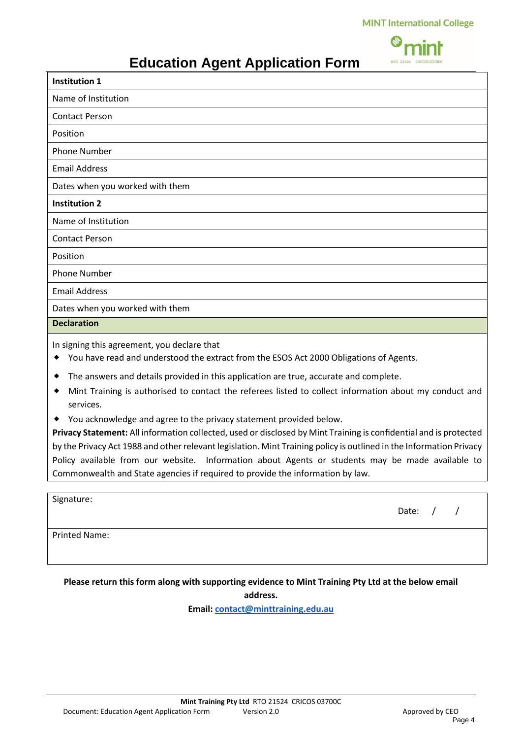# Education Agent Application Form

| **Institution 1** | |
|---|---|
| Name of Institution | |
| Contact Person | |
| Position | |
| Phone Number | |
| Email Address | |
| Dates when you worked with them | |
| **Institution 2** | |
| Name of Institution | |
| Contact Person | |
| Position | |
| Phone Number | |
| Email Address | |
| Dates when you worked with them | |

**Declaration**

In signing this agreement, you declare that

- You have read and understood the extract from the ESOS Act 2000 Obligations of Agents.
- The answers and details provided in this application are true, accurate and complete.
- Mint Training is authorised to contact the referees listed to collect information about my conduct and services.
- You acknowledge and agree to the privacy statement provided below.

**Privacy Statement:** All information collected, used or disclosed by Mint Training is confidential and is protected by the Privacy Act 1988 and other relevant legislation. Mint Training policy is outlined in the Information Privacy Policy available from our website. Information about Agents or students may be made available to Commonwealth and State agencies if required to provide the information by law.

| | |
|---|---|
| Signature: | Date: / / |
| Printed Name: | |

**Please return this form along with supporting evidence to Mint Training Pty Ltd at the below email address.**

**Email:** contact@minttraining.edu.au